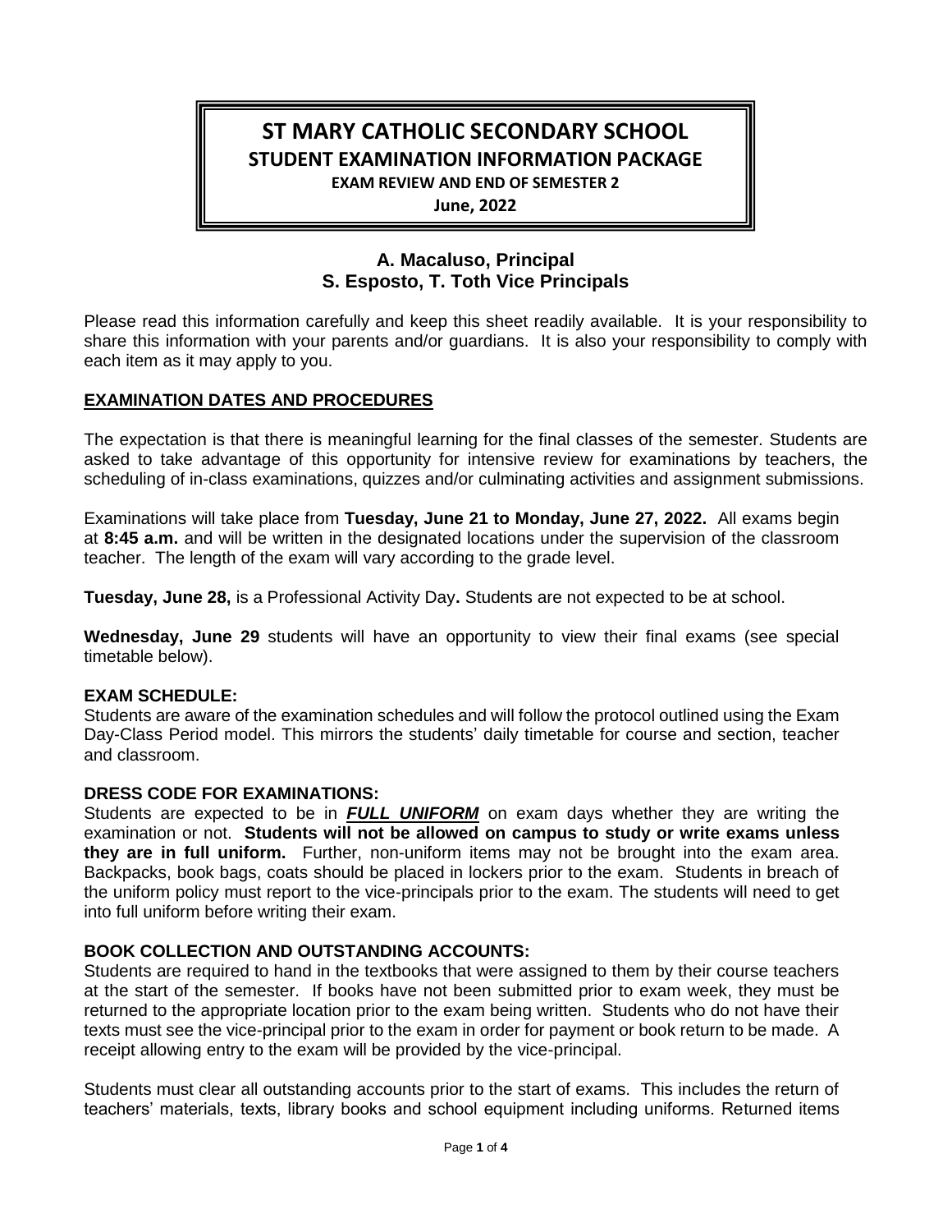# ST MARY CATHOLIC SECONDARY SCHOOL
## STUDENT EXAMINATION INFORMATION PACKAGE
### EXAM REVIEW AND END OF SEMESTER 2
### June, 2022

**A. Macaluso, Principal**
**S. Esposto, T. Toth Vice Principals**

Please read this information carefully and keep this sheet readily available. It is your responsibility to share this information with your parents and/or guardians. It is also your responsibility to comply with each item as it may apply to you.

## EXAMINATION DATES AND PROCEDURES

The expectation is that there is meaningful learning for the final classes of the semester. Students are asked to take advantage of this opportunity for intensive review for examinations by teachers, the scheduling of in-class examinations, quizzes and/or culminating activities and assignment submissions.

Examinations will take place from **Tuesday, June 21 to Monday, June 27, 2022.** All exams begin at **8:45 a.m.** and will be written in the designated locations under the supervision of the classroom teacher. The length of the exam will vary according to the grade level.

**Tuesday, June 28,** is a Professional Activity Day**.** Students are not expected to be at school.

**Wednesday, June 29** students will have an opportunity to view their final exams (see special timetable below).

### EXAM SCHEDULE:

Students are aware of the examination schedules and will follow the protocol outlined using the Exam Day-Class Period model. This mirrors the students' daily timetable for course and section, teacher and classroom.

### DRESS CODE FOR EXAMINATIONS:

Students are expected to be in ***FULL UNIFORM*** on exam days whether they are writing the examination or not. **Students will not be allowed on campus to study or write exams unless they are in full uniform.** Further, non-uniform items may not be brought into the exam area. Backpacks, book bags, coats should be placed in lockers prior to the exam. Students in breach of the uniform policy must report to the vice-principals prior to the exam. The students will need to get into full uniform before writing their exam.

### BOOK COLLECTION AND OUTSTANDING ACCOUNTS:

Students are required to hand in the textbooks that were assigned to them by their course teachers at the start of the semester. If books have not been submitted prior to exam week, they must be returned to the appropriate location prior to the exam being written. Students who do not have their texts must see the vice-principal prior to the exam in order for payment or book return to be made. A receipt allowing entry to the exam will be provided by the vice-principal.

Students must clear all outstanding accounts prior to the start of exams. This includes the return of teachers' materials, texts, library books and school equipment including uniforms. Returned items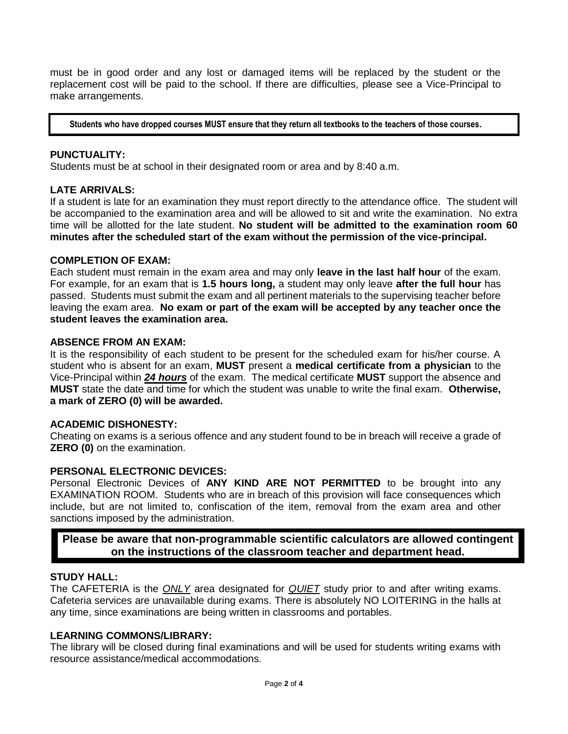must be in good order and any lost or damaged items will be replaced by the student or the replacement cost will be paid to the school. If there are difficulties, please see a Vice-Principal to make arrangements.

**Students who have dropped courses MUST ensure that they return all textbooks to the teachers of those courses.**

**PUNCTUALITY:**

Students must be at school in their designated room or area and by 8:40 a.m.

**LATE ARRIVALS:**

If a student is late for an examination they must report directly to the attendance office. The student will be accompanied to the examination area and will be allowed to sit and write the examination. No extra time will be allotted for the late student. **No student will be admitted to the examination room 60 minutes after the scheduled start of the exam without the permission of the vice-principal.**

**COMPLETION OF EXAM:**

Each student must remain in the exam area and may only **leave in the last half hour** of the exam. For example, for an exam that is **1.5 hours long,** a student may only leave **after the full hour** has passed. Students must submit the exam and all pertinent materials to the supervising teacher before leaving the exam area. **No exam or part of the exam will be accepted by any teacher once the student leaves the examination area.**

**ABSENCE FROM AN EXAM:**

It is the responsibility of each student to be present for the scheduled exam for his/her course. A student who is absent for an exam, **MUST** present a **medical certificate from a physician** to the Vice-Principal within ***24 hours*** of the exam. The medical certificate **MUST** support the absence and **MUST** state the date and time for which the student was unable to write the final exam. **Otherwise, a mark of ZERO (0) will be awarded.**

**ACADEMIC DISHONESTY:**

Cheating on exams is a serious offence and any student found to be in breach will receive a grade of **ZERO (0)** on the examination.

**PERSONAL ELECTRONIC DEVICES:**

Personal Electronic Devices of **ANY KIND ARE NOT PERMITTED** to be brought into any EXAMINATION ROOM. Students who are in breach of this provision will face consequences which include, but are not limited to, confiscation of the item, removal from the exam area and other sanctions imposed by the administration.

**Please be aware that non-programmable scientific calculators are allowed contingent on the instructions of the classroom teacher and department head.**

**STUDY HALL:**

The CAFETERIA is the *ONLY* area designated for *QUIET* study prior to and after writing exams. Cafeteria services are unavailable during exams. There is absolutely NO LOITERING in the halls at any time, since examinations are being written in classrooms and portables.

**LEARNING COMMONS/LIBRARY:**

The library will be closed during final examinations and will be used for students writing exams with resource assistance/medical accommodations.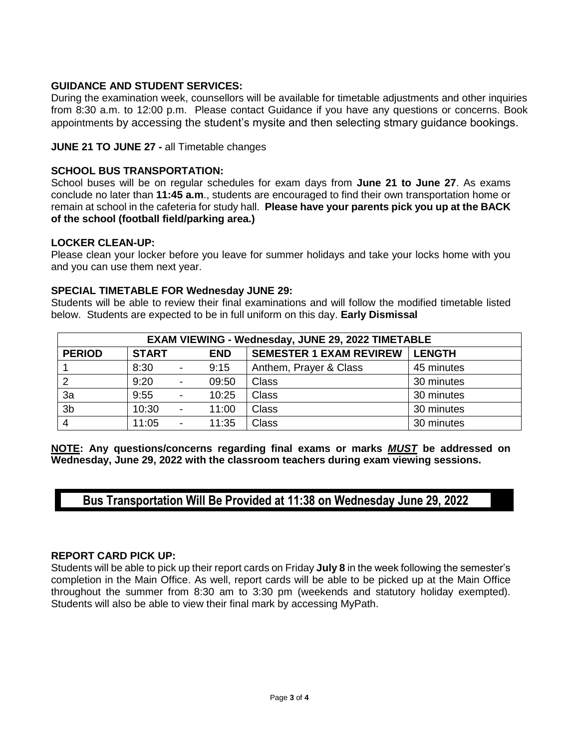**GUIDANCE AND STUDENT SERVICES:**
During the examination week, counsellors will be available for timetable adjustments and other inquiries from 8:30 a.m. to 12:00 p.m. Please contact Guidance if you have any questions or concerns. Book appointments by accessing the student's mysite and then selecting stmary guidance bookings.

**JUNE 21 TO JUNE 27 -** all Timetable changes

**SCHOOL BUS TRANSPORTATION:**
School buses will be on regular schedules for exam days from **June 21 to June 27**. As exams conclude no later than **11:45 a.m**., students are encouraged to find their own transportation home or remain at school in the cafeteria for study hall. **Please have your parents pick you up at the BACK of the school (football field/parking area.)**

**LOCKER CLEAN-UP:**
Please clean your locker before you leave for summer holidays and take your locks home with you and you can use them next year.

**SPECIAL TIMETABLE FOR Wednesday JUNE 29:**
Students will be able to review their final examinations and will follow the modified timetable listed below. Students are expected to be in full uniform on this day. **Early Dismissal**

| **EXAM VIEWING - Wednesday, JUNE 29, 2022 TIMETABLE** | | | | | |
|---|---|---|---|---|---|
| **PERIOD** | **START** | | **END** | **SEMESTER 1 EXAM REVIREW** | **LENGTH** |
| 1 | 8:30 | - | 9:15 | Anthem, Prayer & Class | 45 minutes |
| 2 | 9:20 | - | 09:50 | Class | 30 minutes |
| 3a | 9:55 | - | 10:25 | Class | 30 minutes |
| 3b | 10:30 | - | 11:00 | Class | 30 minutes |
| 4 | 11:05 | - | 11:35 | Class | 30 minutes |

**NOTE: Any questions/concerns regarding final exams or marks *MUST* be addressed on Wednesday, June 29, 2022 with the classroom teachers during exam viewing sessions.**

**Bus Transportation Will Be Provided at 11:38 on Wednesday June 29, 2022**

**REPORT CARD PICK UP:**
Students will be able to pick up their report cards on Friday **July 8** in the week following the semester's completion in the Main Office. As well, report cards will be able to be picked up at the Main Office throughout the summer from 8:30 am to 3:30 pm (weekends and statutory holiday exempted). Students will also be able to view their final mark by accessing MyPath.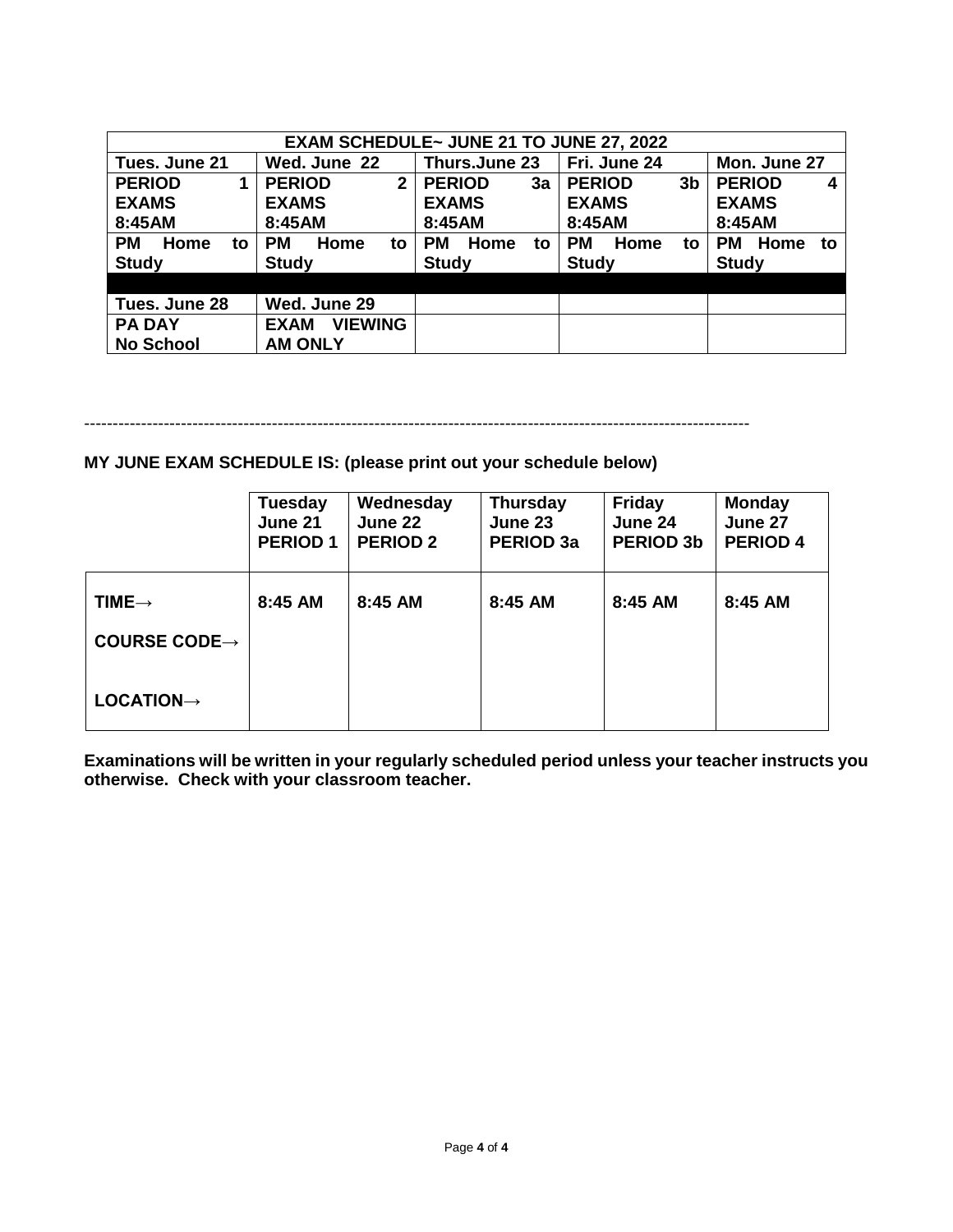| EXAM SCHEDULE~ JUNE 21 TO JUNE 27, 2022 | | | | |
|---|---|---|---|---|
| **Tues. June 21** | **Wed. June 22** | **Thurs.June 23** | **Fri. June 24** | **Mon. June 27** |
| **PERIOD 1 EXAMS 8:45AM** | **PERIOD 2 EXAMS 8:45AM** | **PERIOD 3a EXAMS 8:45AM** | **PERIOD 3b EXAMS 8:45AM** | **PERIOD 4 EXAMS 8:45AM** |
| **PM Home to Study** | **PM Home to Study** | **PM Home to Study** | **PM Home to Study** | **PM Home to Study** |
| | | | | |
| **Tues. June 28** | **Wed. June 29** | | | |
| **PA DAY No School** | **EXAM VIEWING AM ONLY** | | | |

---

**MY JUNE EXAM SCHEDULE IS: (please print out your schedule below)**

| | **Tuesday June 21 PERIOD 1** | **Wednesday June 22 PERIOD 2** | **Thursday June 23 PERIOD 3a** | **Friday June 24 PERIOD 3b** | **Monday June 27 PERIOD 4** |
|---|---|---|---|---|---|
| **TIME→** | **8:45 AM** | **8:45 AM** | **8:45 AM** | **8:45 AM** | **8:45 AM** |
| **COURSE CODE→** | | | | | |
| **LOCATION→** | | | | | |

**Examinations will be written in your regularly scheduled period unless your teacher instructs you otherwise. Check with your classroom teacher.**